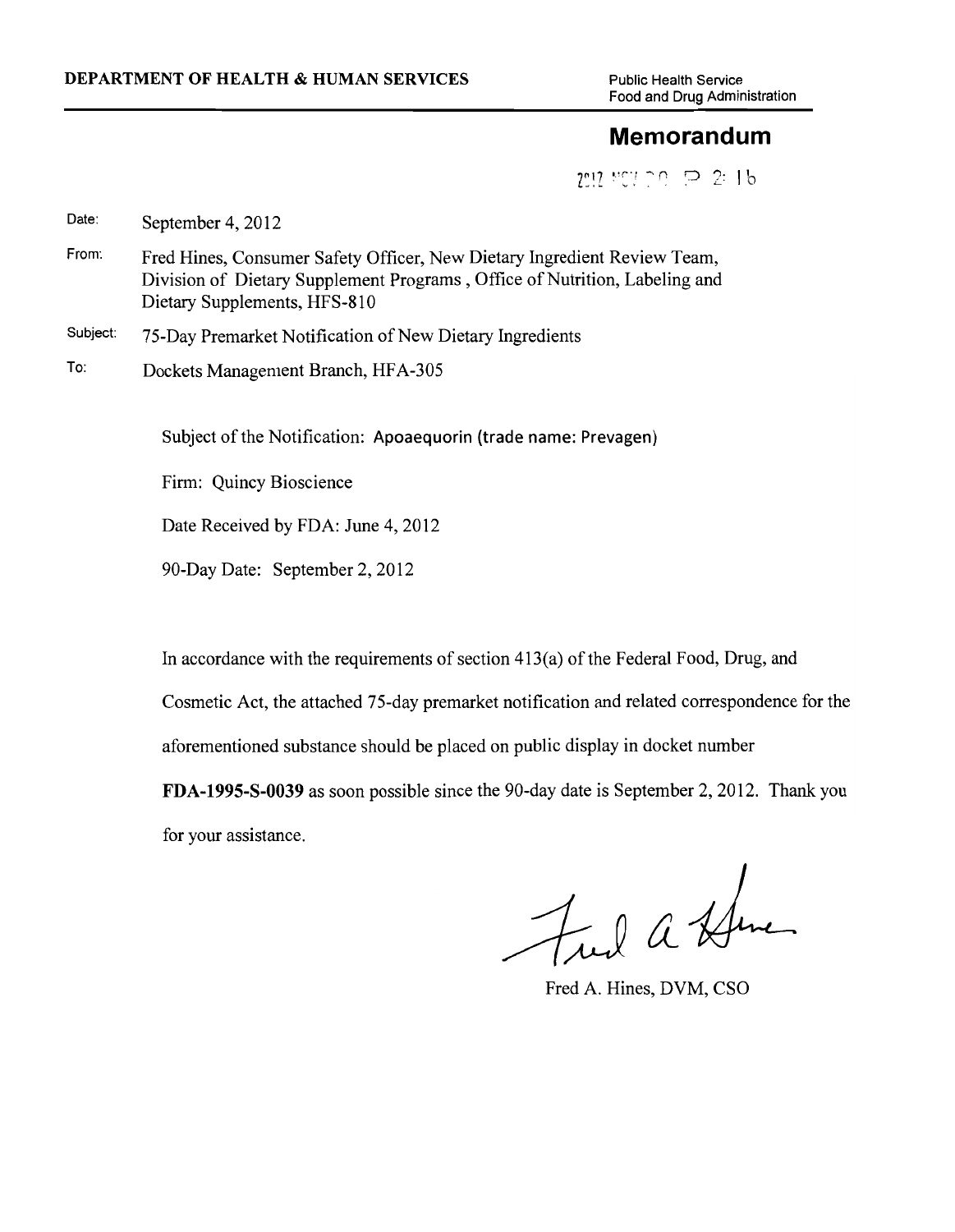**DEPARTMENT OF HEALTH & HUMAN SERVICES**

Public Health Service
Food and Drug Administration

# Memorandum

2012 NOV 20 P 2:16

Date: September 4, 2012

From: Fred Hines, Consumer Safety Officer, New Dietary Ingredient Review Team, Division of Dietary Supplement Programs, Office of Nutrition, Labeling and Dietary Supplements, HFS-810

Subject: 75-Day Premarket Notification of New Dietary Ingredients

To: Dockets Management Branch, HFA-305

Subject of the Notification: Apoaequorin (trade name: Prevagen)

Firm: Quincy Bioscience

Date Received by FDA: June 4, 2012

90-Day Date: September 2, 2012

In accordance with the requirements of section 413(a) of the Federal Food, Drug, and Cosmetic Act, the attached 75-day premarket notification and related correspondence for the aforementioned substance should be placed on public display in docket number **FDA-1995-S-0039** as soon possible since the 90-day date is September 2, 2012. Thank you for your assistance.

Fred A. Hines, DVM, CSO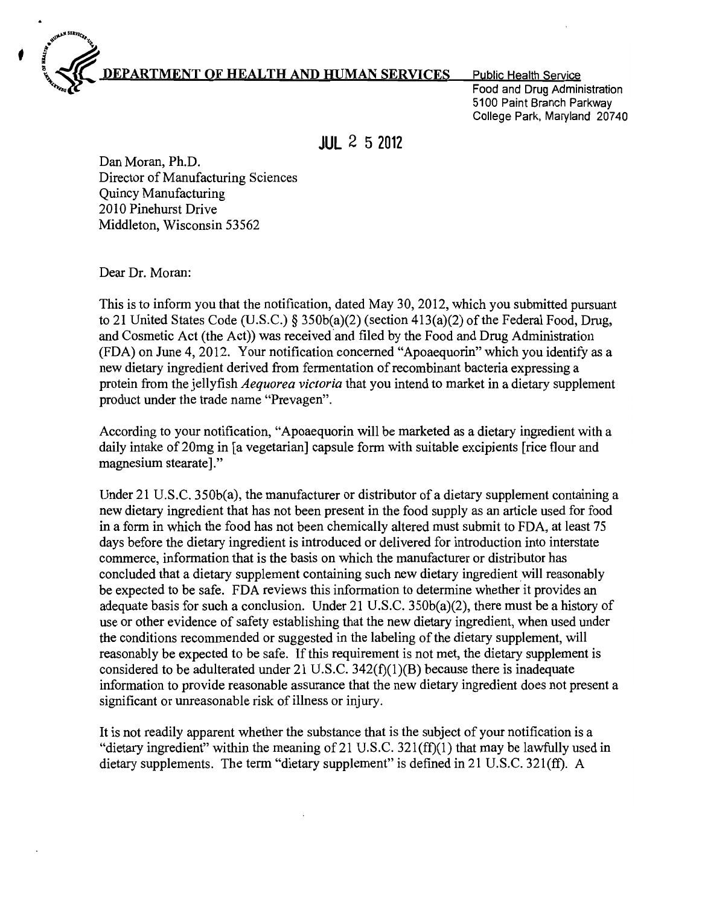**DEPARTMENT OF HEALTH AND HUMAN SERVICES**

Public Health Service
Food and Drug Administration
5100 Paint Branch Parkway
College Park, Maryland 20740

**JUL 2 5 2012**

Dan Moran, Ph.D.
Director of Manufacturing Sciences
Quincy Manufacturing
2010 Pinehurst Drive
Middleton, Wisconsin 53562

Dear Dr. Moran:

This is to inform you that the notification, dated May 30, 2012, which you submitted pursuant to 21 United States Code (U.S.C.) § 350b(a)(2) (section 413(a)(2) of the Federal Food, Drug, and Cosmetic Act (the Act)) was received and filed by the Food and Drug Administration (FDA) on June 4, 2012. Your notification concerned "Apoaequorin" which you identify as a new dietary ingredient derived from fermentation of recombinant bacteria expressing a protein from the jellyfish *Aequorea victoria* that you intend to market in a dietary supplement product under the trade name "Prevagen".

According to your notification, "Apoaequorin will be marketed as a dietary ingredient with a daily intake of 20mg in [a vegetarian] capsule form with suitable excipients [rice flour and magnesium stearate]."

Under 21 U.S.C. 350b(a), the manufacturer or distributor of a dietary supplement containing a new dietary ingredient that has not been present in the food supply as an article used for food in a form in which the food has not been chemically altered must submit to FDA, at least 75 days before the dietary ingredient is introduced or delivered for introduction into interstate commerce, information that is the basis on which the manufacturer or distributor has concluded that a dietary supplement containing such new dietary ingredient will reasonably be expected to be safe. FDA reviews this information to determine whether it provides an adequate basis for such a conclusion. Under 21 U.S.C. 350b(a)(2), there must be a history of use or other evidence of safety establishing that the new dietary ingredient, when used under the conditions recommended or suggested in the labeling of the dietary supplement, will reasonably be expected to be safe. If this requirement is not met, the dietary supplement is considered to be adulterated under 21 U.S.C. 342(f)(1)(B) because there is inadequate information to provide reasonable assurance that the new dietary ingredient does not present a significant or unreasonable risk of illness or injury.

It is not readily apparent whether the substance that is the subject of your notification is a "dietary ingredient" within the meaning of 21 U.S.C. 321(ff)(1) that may be lawfully used in dietary supplements. The term "dietary supplement" is defined in 21 U.S.C. 321(ff). A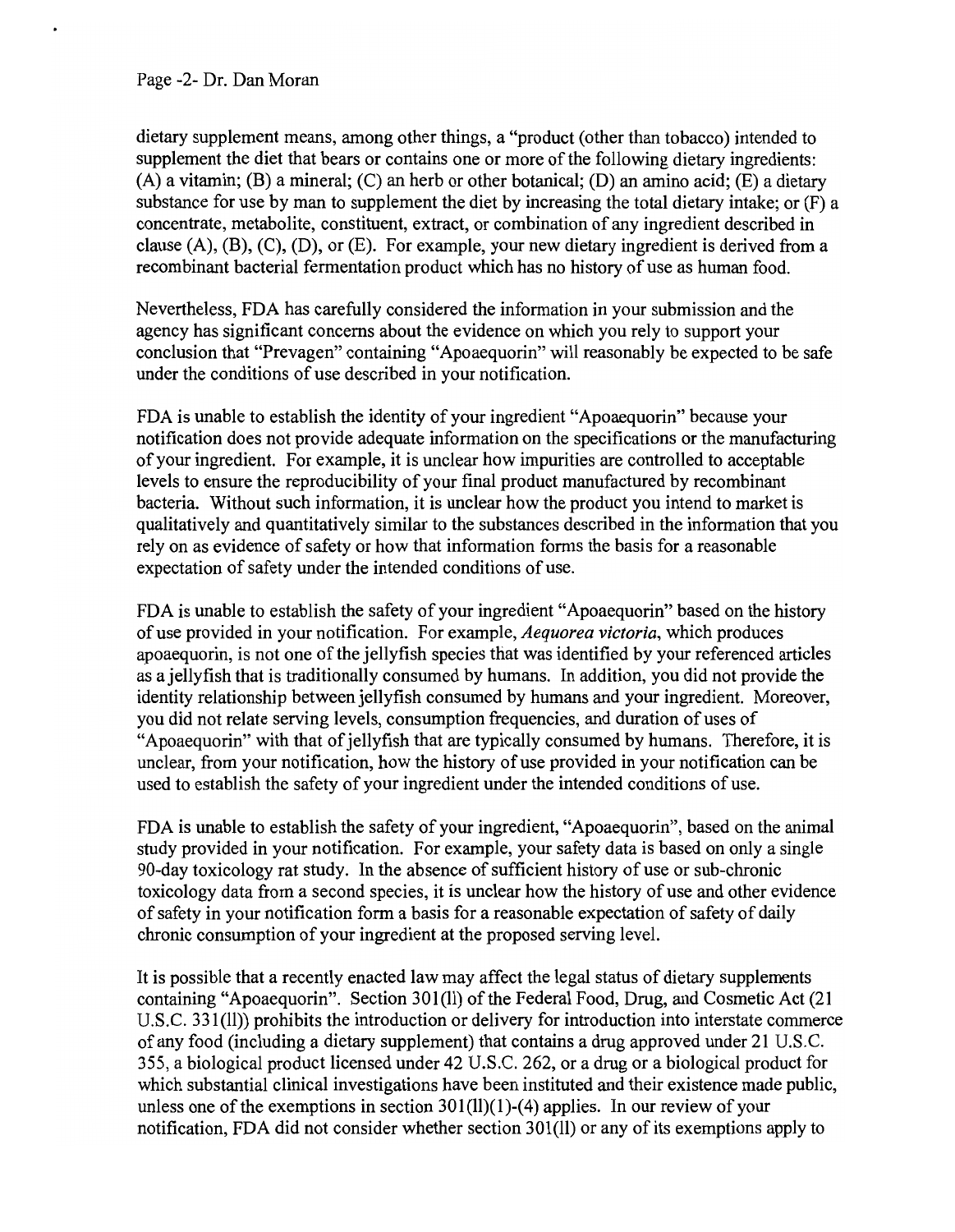dietary supplement means, among other things, a "product (other than tobacco) intended to supplement the diet that bears or contains one or more of the following dietary ingredients: (A) a vitamin; (B) a mineral; (C) an herb or other botanical; (D) an amino acid; (E) a dietary substance for use by man to supplement the diet by increasing the total dietary intake; or (F) a concentrate, metabolite, constituent, extract, or combination of any ingredient described in clause (A), (B), (C), (D), or (E). For example, your new dietary ingredient is derived from a recombinant bacterial fermentation product which has no history of use as human food.

Nevertheless, FDA has carefully considered the information in your submission and the agency has significant concerns about the evidence on which you rely to support your conclusion that "Prevagen" containing "Apoaequorin" will reasonably be expected to be safe under the conditions of use described in your notification.

FDA is unable to establish the identity of your ingredient "Apoaequorin" because your notification does not provide adequate information on the specifications or the manufacturing of your ingredient. For example, it is unclear how impurities are controlled to acceptable levels to ensure the reproducibility of your final product manufactured by recombinant bacteria. Without such information, it is unclear how the product you intend to market is qualitatively and quantitatively similar to the substances described in the information that you rely on as evidence of safety or how that information forms the basis for a reasonable expectation of safety under the intended conditions of use.

FDA is unable to establish the safety of your ingredient "Apoaequorin" based on the history of use provided in your notification. For example, *Aequorea victoria*, which produces apoaequorin, is not one of the jellyfish species that was identified by your referenced articles as a jellyfish that is traditionally consumed by humans. In addition, you did not provide the identity relationship between jellyfish consumed by humans and your ingredient. Moreover, you did not relate serving levels, consumption frequencies, and duration of uses of "Apoaequorin" with that of jellyfish that are typically consumed by humans. Therefore, it is unclear, from your notification, how the history of use provided in your notification can be used to establish the safety of your ingredient under the intended conditions of use.

FDA is unable to establish the safety of your ingredient, "Apoaequorin", based on the animal study provided in your notification. For example, your safety data is based on only a single 90-day toxicology rat study. In the absence of sufficient history of use or sub-chronic toxicology data from a second species, it is unclear how the history of use and other evidence of safety in your notification form a basis for a reasonable expectation of safety of daily chronic consumption of your ingredient at the proposed serving level.

It is possible that a recently enacted law may affect the legal status of dietary supplements containing "Apoaequorin". Section 301(ll) of the Federal Food, Drug, and Cosmetic Act (21 U.S.C. 331(ll)) prohibits the introduction or delivery for introduction into interstate commerce of any food (including a dietary supplement) that contains a drug approved under 21 U.S.C. 355, a biological product licensed under 42 U.S.C. 262, or a drug or a biological product for which substantial clinical investigations have been instituted and their existence made public, unless one of the exemptions in section 301(ll)(1)-(4) applies. In our review of your notification, FDA did not consider whether section 301(ll) or any of its exemptions apply to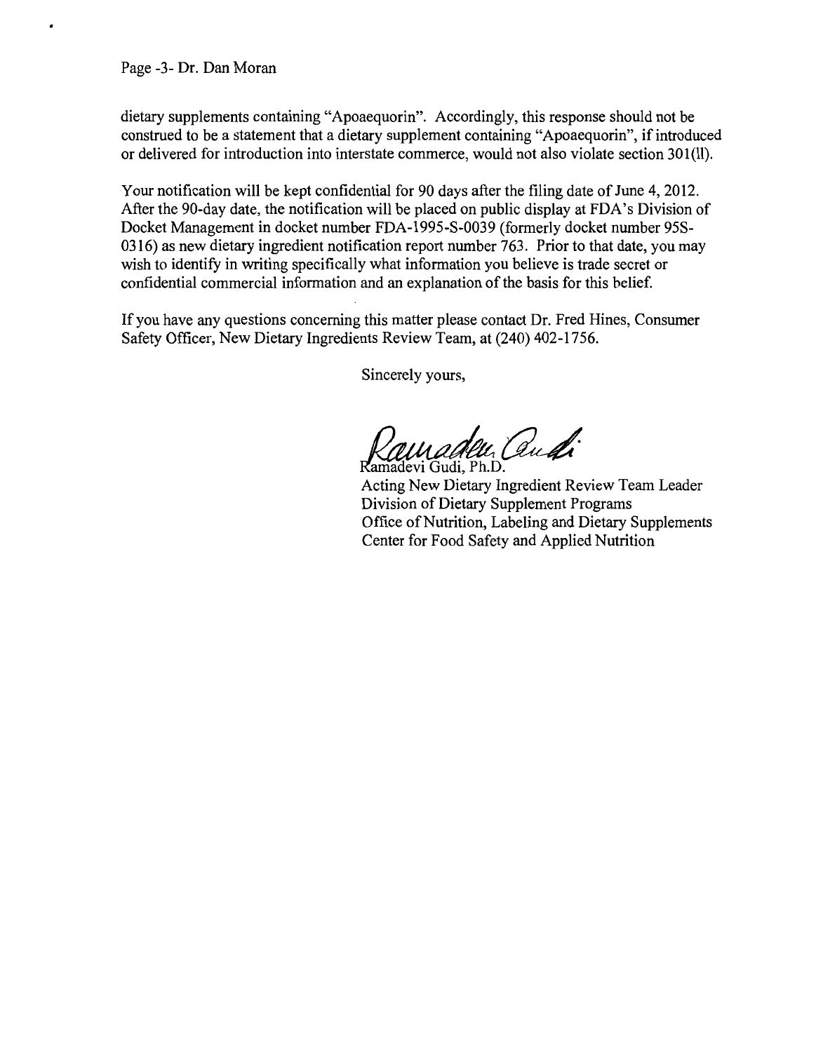dietary supplements containing "Apoaequorin". Accordingly, this response should not be construed to be a statement that a dietary supplement containing "Apoaequorin", if introduced or delivered for introduction into interstate commerce, would not also violate section 301(ll).

Your notification will be kept confidential for 90 days after the filing date of June 4, 2012. After the 90-day date, the notification will be placed on public display at FDA's Division of Docket Management in docket number FDA-1995-S-0039 (formerly docket number 95S-0316) as new dietary ingredient notification report number 763. Prior to that date, you may wish to identify in writing specifically what information you believe is trade secret or confidential commercial information and an explanation of the basis for this belief.

If you have any questions concerning this matter please contact Dr. Fred Hines, Consumer Safety Officer, New Dietary Ingredients Review Team, at (240) 402-1756.

Sincerely yours,

Ramadevi Gudi, Ph.D.
Acting New Dietary Ingredient Review Team Leader
Division of Dietary Supplement Programs
Office of Nutrition, Labeling and Dietary Supplements
Center for Food Safety and Applied Nutrition